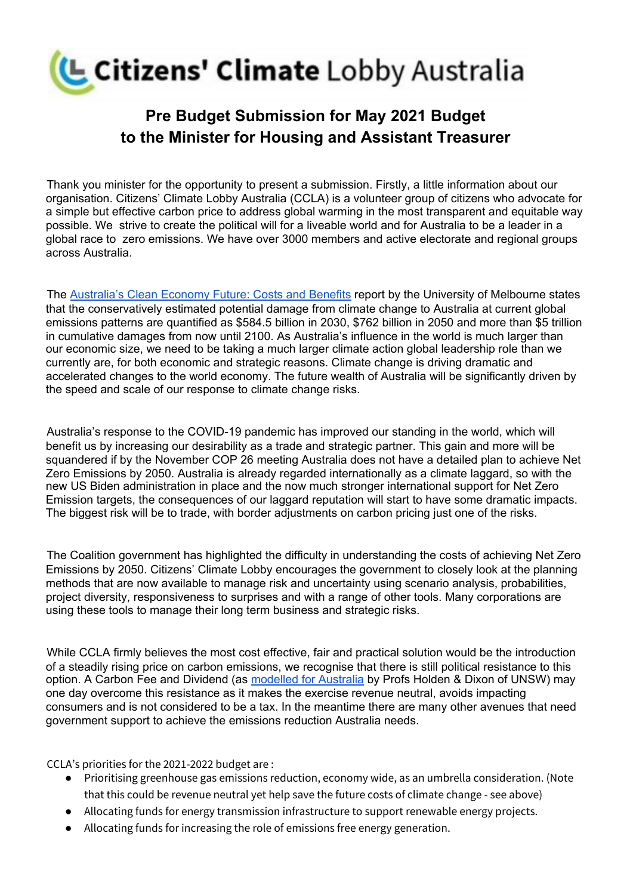Citizens' Climate Lobby Australia

# Pre Budget Submission for May 2021 Budget to the Minister for Housing and Assistant Treasurer

Thank you minister for the opportunity to present a submission. Firstly, a little information about our organisation. Citizens' Climate Lobby Australia (CCLA) is a volunteer group of citizens who advocate for a simple but effective carbon price to address global warming in the most transparent and equitable way possible. We strive to create the political will for a liveable world and for Australia to be a leader in a global race to zero emissions. We have over 3000 members and active electorate and regional groups across Australia.

The [Australia's Clean Economy Future: Costs and Benefits]() report by the University of Melbourne states that the conservatively estimated potential damage from climate change to Australia at current global emissions patterns are quantified as $584.5 billion in 2030, $762 billion in 2050 and more than $5 trillion in cumulative damages from now until 2100. As Australia's influence in the world is much larger than our economic size, we need to be taking a much larger climate action global leadership role than we currently are, for both economic and strategic reasons. Climate change is driving dramatic and accelerated changes to the world economy. The future wealth of Australia will be significantly driven by the speed and scale of our response to climate change risks.

Australia's response to the COVID-19 pandemic has improved our standing in the world, which will benefit us by increasing our desirability as a trade and strategic partner. This gain and more will be squandered if by the November COP 26 meeting Australia does not have a detailed plan to achieve Net Zero Emissions by 2050. Australia is already regarded internationally as a climate laggard, so with the new US Biden administration in place and the now much stronger international support for Net Zero Emission targets, the consequences of our laggard reputation will start to have some dramatic impacts. The biggest risk will be to trade, with border adjustments on carbon pricing just one of the risks.

The Coalition government has highlighted the difficulty in understanding the costs of achieving Net Zero Emissions by 2050. Citizens' Climate Lobby encourages the government to closely look at the planning methods that are now available to manage risk and uncertainty using scenario analysis, probabilities, project diversity, responsiveness to surprises and with a range of other tools. Many corporations are using these tools to manage their long term business and strategic risks.

While CCLA firmly believes the most cost effective, fair and practical solution would be the introduction of a steadily rising price on carbon emissions, we recognise that there is still political resistance to this option. A Carbon Fee and Dividend (as [modelled for Australia]() by Profs Holden & Dixon of UNSW) may one day overcome this resistance as it makes the exercise revenue neutral, avoids impacting consumers and is not considered to be a tax. In the meantime there are many other avenues that need government support to achieve the emissions reduction Australia needs.

CCLA's priorities for the 2021-2022 budget are :

- Prioritising greenhouse gas emissions reduction, economy wide, as an umbrella consideration. (Note that this could be revenue neutral yet help save the future costs of climate change - see above)
- Allocating funds for energy transmission infrastructure to support renewable energy projects.
- Allocating funds for increasing the role of emissions free energy generation.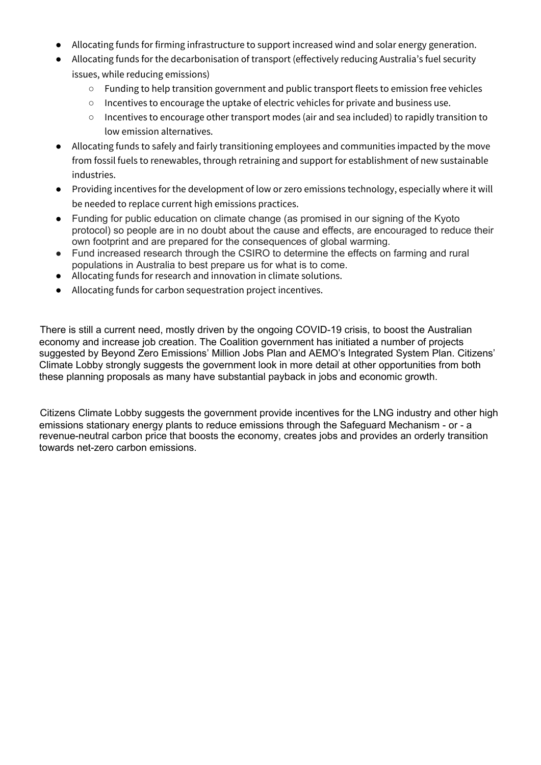- Allocating funds for firming infrastructure to support increased wind and solar energy generation.
- Allocating funds for the decarbonisation of transport (effectively reducing Australia's fuel security issues, while reducing emissions)
    - Funding to help transition government and public transport fleets to emission free vehicles
    - Incentives to encourage the uptake of electric vehicles for private and business use.
    - Incentives to encourage other transport modes (air and sea included) to rapidly transition to low emission alternatives.
- Allocating funds to safely and fairly transitioning employees and communities impacted by the move from fossil fuels to renewables, through retraining and support for establishment of new sustainable industries.
- Providing incentives for the development of low or zero emissions technology, especially where it will be needed to replace current high emissions practices.
- Funding for public education on climate change (as promised in our signing of the Kyoto protocol) so people are in no doubt about the cause and effects, are encouraged to reduce their own footprint and are prepared for the consequences of global warming.
- Fund increased research through the CSIRO to determine the effects on farming and rural populations in Australia to best prepare us for what is to come.
- Allocating funds for research and innovation in climate solutions.
- Allocating funds for carbon sequestration project incentives.

There is still a current need, mostly driven by the ongoing COVID-19 crisis, to boost the Australian economy and increase job creation. The Coalition government has initiated a number of projects suggested by Beyond Zero Emissions' Million Jobs Plan and AEMO's Integrated System Plan. Citizens' Climate Lobby strongly suggests the government look in more detail at other opportunities from both these planning proposals as many have substantial payback in jobs and economic growth.

Citizens Climate Lobby suggests the government provide incentives for the LNG industry and other high emissions stationary energy plants to reduce emissions through the Safeguard Mechanism - or - a revenue-neutral carbon price that boosts the economy, creates jobs and provides an orderly transition towards net-zero carbon emissions.